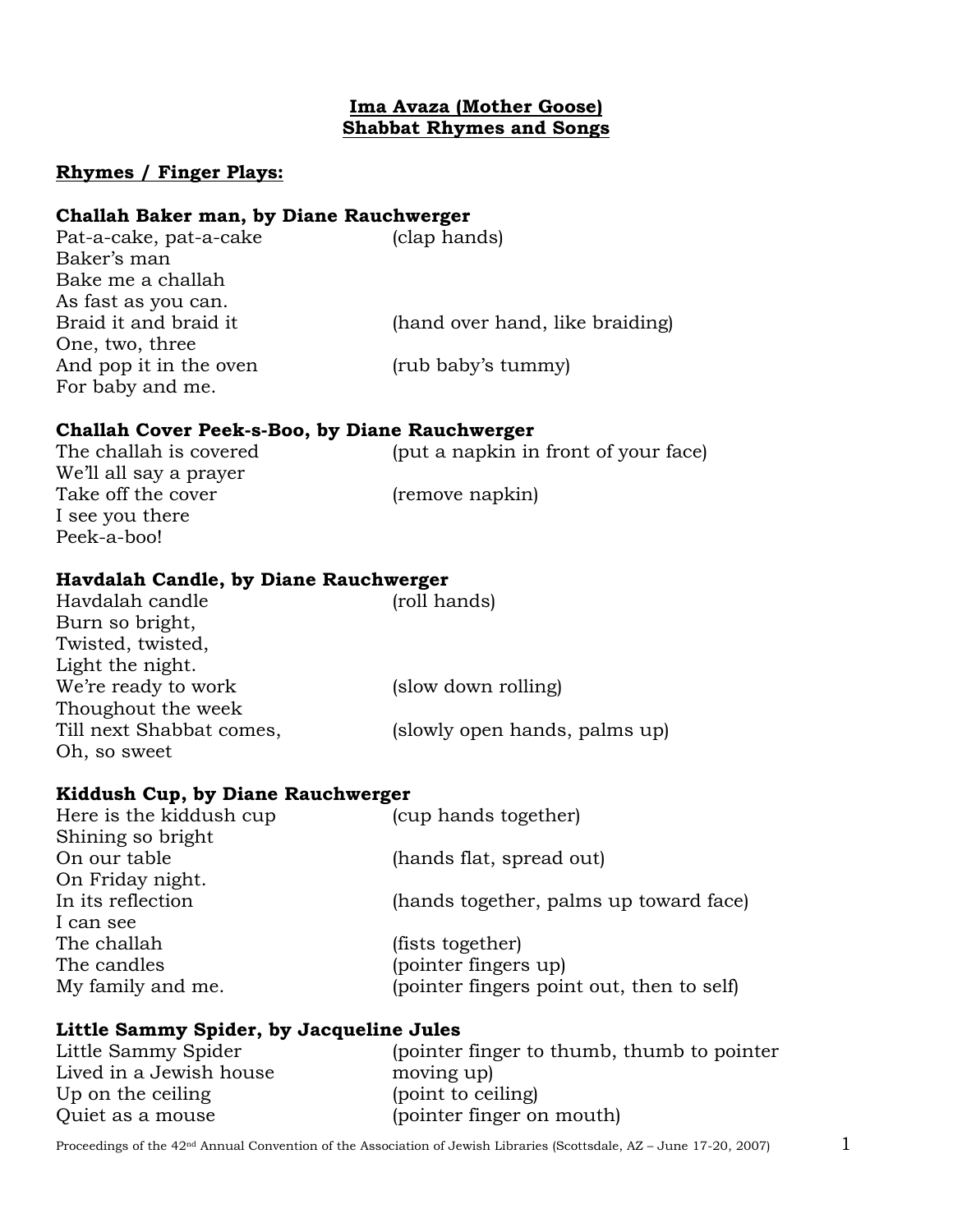**Ima Avaza (Mother Goose)**
**Shabbat Rhymes and Songs**

## Rhymes / Finger Plays:

### Challah Baker man, by Diane Rauchwerger

| | |
|---|---|
| Pat-a-cake, pat-a-cake | (clap hands) |
| Baker's man | |
| Bake me a challah | |
| As fast as you can. | |
| Braid it and braid it | (hand over hand, like braiding) |
| One, two, three | |
| And pop it in the oven | (rub baby's tummy) |
| For baby and me. | |

### Challah Cover Peek-s-Boo, by Diane Rauchwerger

| | |
|---|---|
| The challah is covered | (put a napkin in front of your face) |
| We'll all say a prayer | |
| Take off the cover | (remove napkin) |
| I see you there | |
| Peek-a-boo! | |

### Havdalah Candle, by Diane Rauchwerger

| | |
|---|---|
| Havdalah candle | (roll hands) |
| Burn so bright, | |
| Twisted, twisted, | |
| Light the night. | |
| We're ready to work | (slow down rolling) |
| Thoughout the week | |
| Till next Shabbat comes, | (slowly open hands, palms up) |
| Oh, so sweet | |

### Kiddush Cup, by Diane Rauchwerger

| | |
|---|---|
| Here is the kiddush cup | (cup hands together) |
| Shining so bright | |
| On our table | (hands flat, spread out) |
| On Friday night. | |
| In its reflection | (hands together, palms up toward face) |
| I can see | |
| The challah | (fists together) |
| The candles | (pointer fingers up) |
| My family and me. | (pointer fingers point out, then to self) |

### Little Sammy Spider, by Jacqueline Jules

| | |
|---|---|
| Little Sammy Spider | (pointer finger to thumb, thumb to pointer |
| Lived in a Jewish house | moving up) |
| Up on the ceiling | (point to ceiling) |
| Quiet as a mouse | (pointer finger on mouth) |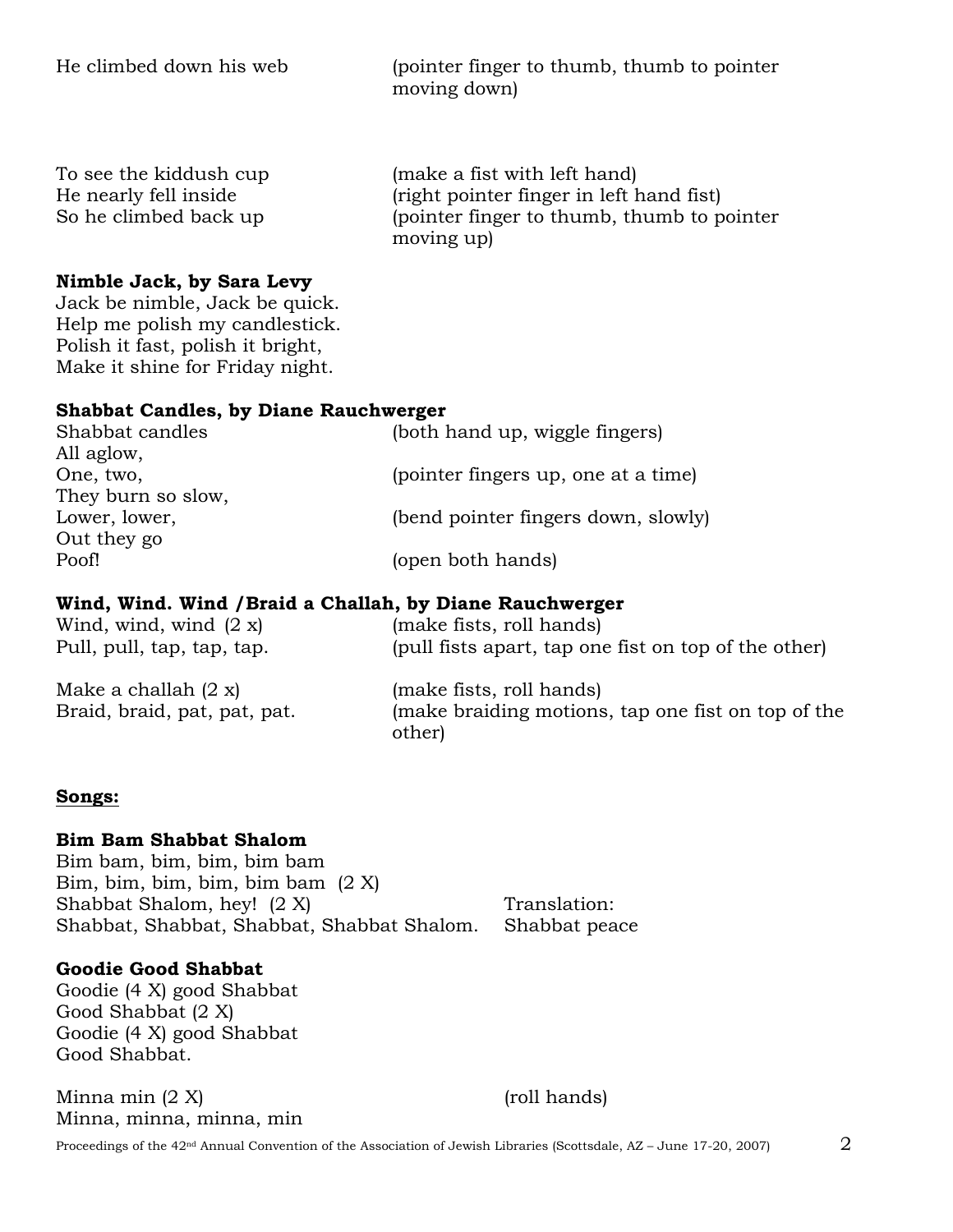| | |
|---|---|
| He climbed down his web | (pointer finger to thumb, thumb to pointer moving down) |
| To see the kiddush cup | (make a fist with left hand) |
| He nearly fell inside | (right pointer finger in left hand fist) |
| So he climbed back up | (pointer finger to thumb, thumb to pointer moving up) |

**Nimble Jack, by Sara Levy**
Jack be nimble, Jack be quick.
Help me polish my candlestick.
Polish it fast, polish it bright,
Make it shine for Friday night.

**Shabbat Candles, by Diane Rauchwerger**

| | |
|---|---|
| Shabbat candles | (both hand up, wiggle fingers) |
| All aglow, | |
| One, two, | (pointer fingers up, one at a time) |
| They burn so slow, | |
| Lower, lower, | (bend pointer fingers down, slowly) |
| Out they go | |
| Poof! | (open both hands) |

**Wind, Wind. Wind /Braid a Challah, by Diane Rauchwerger**

| | |
|---|---|
| Wind, wind, wind (2 x) | (make fists, roll hands) |
| Pull, pull, tap, tap, tap. | (pull fists apart, tap one fist on top of the other) |
| Make a challah (2 x) | (make fists, roll hands) |
| Braid, braid, pat, pat, pat. | (make braiding motions, tap one fist on top of the other) |

**Songs:**

**Bim Bam Shabbat Shalom**
Bim bam, bim, bim, bim bam
Bim, bim, bim, bim, bim bam (2 X)
Shabbat Shalom, hey! (2 X)
Shabbat, Shabbat, Shabbat, Shabbat Shalom.

Translation:
Shabbat peace

**Goodie Good Shabbat**
Goodie (4 X) good Shabbat
Good Shabbat (2 X)
Goodie (4 X) good Shabbat
Good Shabbat.

| | |
|---|---|
| Minna min (2 X) | (roll hands) |
| Minna, minna, minna, min | |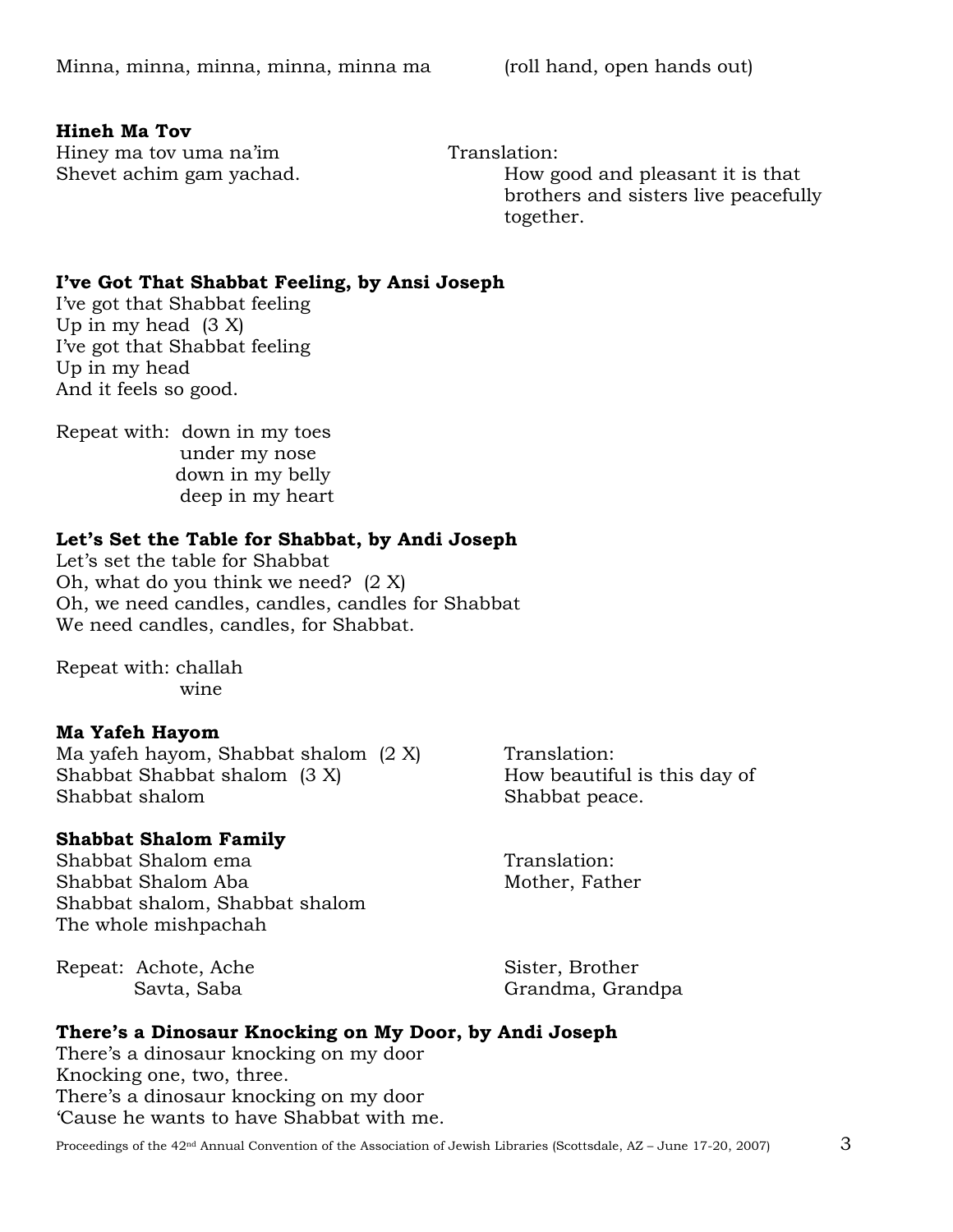Minna, minna, minna, minna, minna ma (roll hand, open hands out)

**Hineh Ma Tov**

Hiney ma tov uma na'im
Shevet achim gam yachad.

Translation:
How good and pleasant it is that brothers and sisters live peacefully together.

**I've Got That Shabbat Feeling, by Ansi Joseph**

I've got that Shabbat feeling
Up in my head (3 X)
I've got that Shabbat feeling
Up in my head
And it feels so good.

Repeat with: down in my toes
under my nose
down in my belly
deep in my heart

**Let's Set the Table for Shabbat, by Andi Joseph**

Let's set the table for Shabbat
Oh, what do you think we need? (2 X)
Oh, we need candles, candles, candles for Shabbat
We need candles, candles, for Shabbat.

Repeat with: challah
wine

**Ma Yafeh Hayom**

Ma yafeh hayom, Shabbat shalom (2 X)
Shabbat Shabbat shalom (3 X)
Shabbat shalom

Translation:
How beautiful is this day of Shabbat peace.

**Shabbat Shalom Family**

Shabbat Shalom ema
Shabbat Shalom Aba
Shabbat shalom, Shabbat shalom
The whole mishpachah

Translation:
Mother, Father

Repeat: Achote, Ache
Savta, Saba

Sister, Brother
Grandma, Grandpa

**There's a Dinosaur Knocking on My Door, by Andi Joseph**

There's a dinosaur knocking on my door
Knocking one, two, three.
There's a dinosaur knocking on my door
'Cause he wants to have Shabbat with me.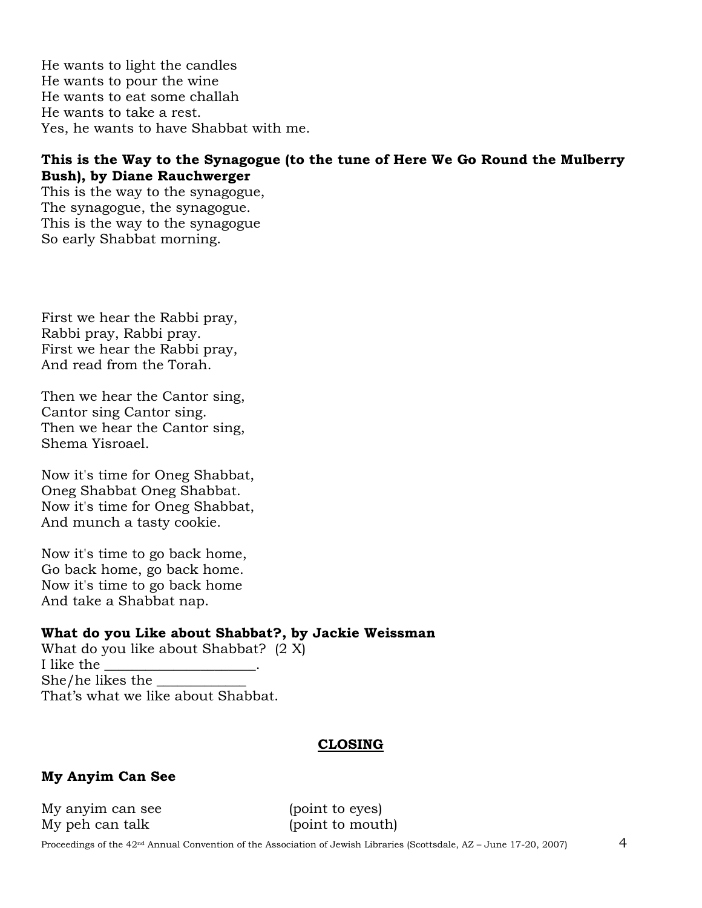He wants to light the candles  
He wants to pour the wine  
He wants to eat some challah  
He wants to take a rest.  
Yes, he wants to have Shabbat with me.

**This is the Way to the Synagogue (to the tune of Here We Go Round the Mulberry Bush), by Diane Rauchwerger**

This is the way to the synagogue,  
The synagogue, the synagogue.  
This is the way to the synagogue  
So early Shabbat morning.

First we hear the Rabbi pray,  
Rabbi pray, Rabbi pray.  
First we hear the Rabbi pray,  
And read from the Torah.

Then we hear the Cantor sing,  
Cantor sing Cantor sing.  
Then we hear the Cantor sing,  
Shema Yisroael.

Now it's time for Oneg Shabbat,  
Oneg Shabbat Oneg Shabbat.  
Now it's time for Oneg Shabbat,  
And munch a tasty cookie.

Now it's time to go back home,  
Go back home, go back home.  
Now it's time to go back home  
And take a Shabbat nap.

**What do you Like about Shabbat?, by Jackie Weissman**

What do you like about Shabbat? (2 X)  
I like the ____________________.  
She/he likes the ____________  
That's what we like about Shabbat.

## CLOSING

**My Anyim Can See**

| | |
|---|---|
| My anyim can see | (point to eyes) |
| My peh can talk | (point to mouth) |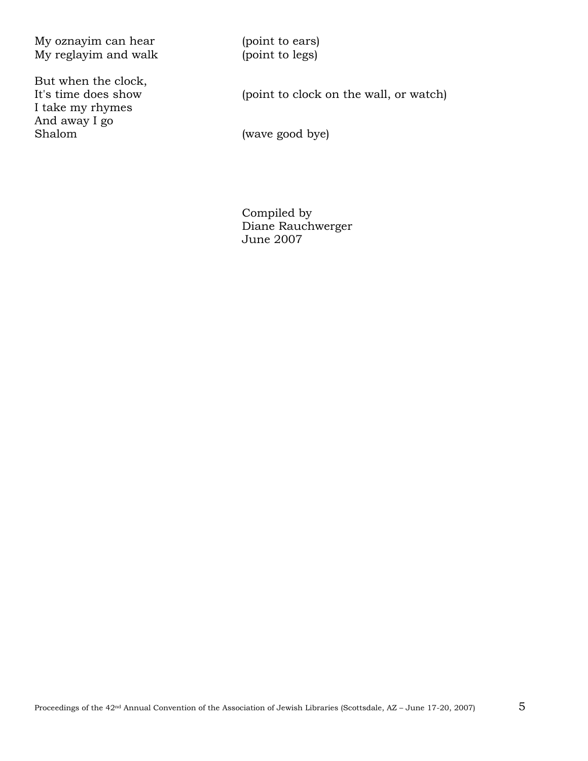| | |
|---|---|
| My oznayim can hear | (point to ears) |
| My reglayim and walk | (point to legs) |
| | |
| But when the clock, | |
| It's time does show | (point to clock on the wall, or watch) |
| I take my rhymes | |
| And away I go | |
| Shalom | (wave good bye) |

Compiled by
Diane Rauchwerger
June 2007